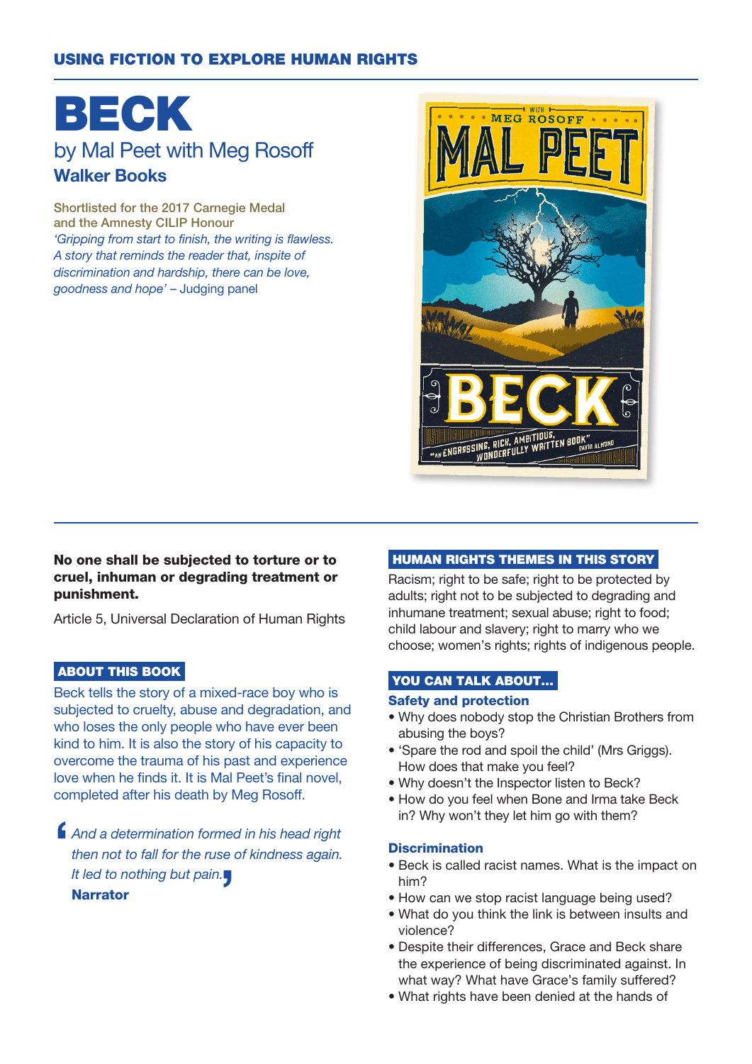USING FICTION TO EXPLORE HUMAN RIGHTS

# BECK

## by Mal Peet with Meg Rosoff

### Walker Books

Shortlisted for the 2017 Carnegie Medal and the Amnesty CILIP Honour

*'Gripping from start to finish, the writing is flawless. A story that reminds the reader that, inspite of discrimination and hardship, there can be love, goodness and hope'* – Judging panel

**No one shall be subjected to torture or to cruel, inhuman or degrading treatment or punishment.**

Article 5, Universal Declaration of Human Rights

### ABOUT THIS BOOK

Beck tells the story of a mixed-race boy who is subjected to cruelty, abuse and degradation, and who loses the only people who have ever been kind to him. It is also the story of his capacity to overcome the trauma of his past and experience love when he finds it. It is Mal Peet's final novel, completed after his death by Meg Rosoff.

> *And a determination formed in his head right then not to fall for the ruse of kindness again. It led to nothing but pain.*
>
> **Narrator**

### HUMAN RIGHTS THEMES IN THIS STORY

Racism; right to be safe; right to be protected by adults; right not to be subjected to degrading and inhumane treatment; sexual abuse; right to food; child labour and slavery; right to marry who we choose; women's rights; rights of indigenous people.

### YOU CAN TALK ABOUT...

**Safety and protection**

- Why does nobody stop the Christian Brothers from abusing the boys?
- 'Spare the rod and spoil the child' (Mrs Griggs). How does that make you feel?
- Why doesn't the Inspector listen to Beck?
- How do you feel when Bone and Irma take Beck in? Why won't they let him go with them?

**Discrimination**

- Beck is called racist names. What is the impact on him?
- How can we stop racist language being used?
- What do you think the link is between insults and violence?
- Despite their differences, Grace and Beck share the experience of being discriminated against. In what way? What have Grace's family suffered?
- What rights have been denied at the hands of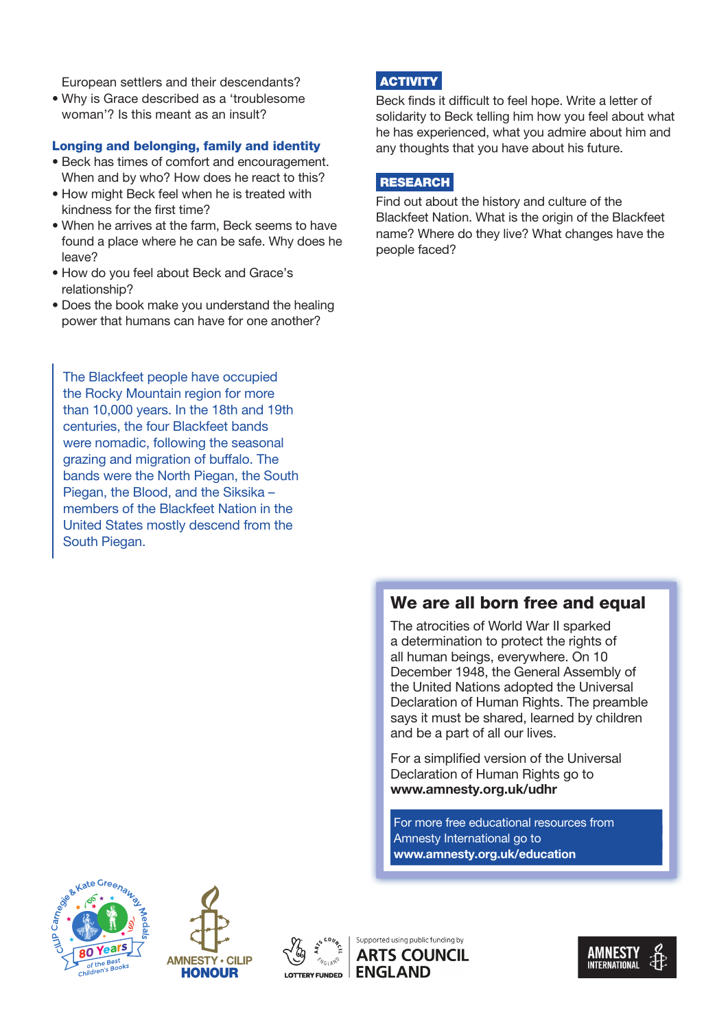European settlers and their descendants?

- Why is Grace described as a 'troublesome woman'? Is this meant as an insult?

### Longing and belonging, family and identity

- Beck has times of comfort and encouragement. When and by who? How does he react to this?
- How might Beck feel when he is treated with kindness for the first time?
- When he arrives at the farm, Beck seems to have found a place where he can be safe. Why does he leave?
- How do you feel about Beck and Grace's relationship?
- Does the book make you understand the healing power that humans can have for one another?

> The Blackfeet people have occupied the Rocky Mountain region for more than 10,000 years. In the 18th and 19th centuries, the four Blackfeet bands were nomadic, following the seasonal grazing and migration of buffalo. The bands were the North Piegan, the South Piegan, the Blood, and the Siksika – members of the Blackfeet Nation in the United States mostly descend from the South Piegan.

### ACTIVITY

Beck finds it difficult to feel hope. Write a letter of solidarity to Beck telling him how you feel about what he has experienced, what you admire about him and any thoughts that you have about his future.

### RESEARCH

Find out about the history and culture of the Blackfeet Nation. What is the origin of the Blackfeet name? Where do they live? What changes have the people faced?

## We are all born free and equal

The atrocities of World War II sparked a determination to protect the rights of all human beings, everywhere. On 10 December 1948, the General Assembly of the United Nations adopted the Universal Declaration of Human Rights. The preamble says it must be shared, learned by children and be a part of all our lives.

For a simplified version of the Universal Declaration of Human Rights go to **www.amnesty.org.uk/udhr**

For more free educational resources from Amnesty International go to **www.amnesty.org.uk/education**

CILIP Carnegie & Kate Greenaway Medals 80 Years of the Best Children's Books

AMNESTY • CILIP HONOUR

LOTTERY FUNDED

Supported using public funding by ARTS COUNCIL ENGLAND

AMNESTY INTERNATIONAL